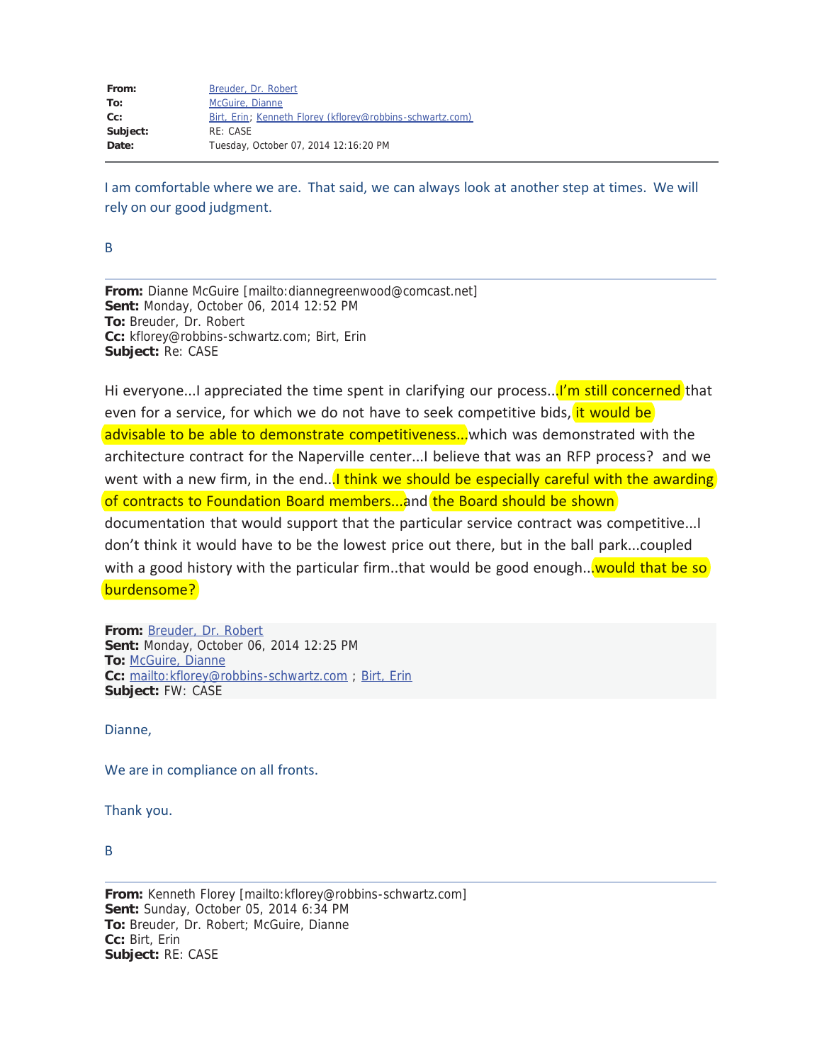| | |
|---|---|
| **From:** | Breuder, Dr. Robert |
| **To:** | McGuire, Dianne |
| **Cc:** | Birt, Erin; Kenneth Florey (kflorey@robbins-schwartz.com) |
| **Subject:** | RE: CASE |
| **Date:** | Tuesday, October 07, 2014 12:16:20 PM |

---

I am comfortable where we are. That said, we can always look at another step at times. We will rely on our good judgment.

B

---

**From:** Dianne McGuire [mailto:diannegreenwood@comcast.net]
**Sent:** Monday, October 06, 2014 12:52 PM
**To:** Breuder, Dr. Robert
**Cc:** kflorey@robbins-schwartz.com; Birt, Erin
**Subject:** Re: CASE

Hi everyone...I appreciated the time spent in clarifying our process...I'm still concerned that even for a service, for which we do not have to seek competitive bids, it would be advisable to be able to demonstrate competitiveness...which was demonstrated with the architecture contract for the Naperville center...I believe that was an RFP process? and we went with a new firm, in the end...I think we should be especially careful with the awarding of contracts to Foundation Board members...and the Board should be shown documentation that would support that the particular service contract was competitive...I don't think it would have to be the lowest price out there, but in the ball park...coupled with a good history with the particular firm..that would be good enough...would that be so burdensome?

**From:** Breuder, Dr. Robert
**Sent:** Monday, October 06, 2014 12:25 PM
**To:** McGuire, Dianne
**Cc:** mailto:kflorey@robbins-schwartz.com ; Birt, Erin
**Subject:** FW: CASE

Dianne,

We are in compliance on all fronts.

Thank you.

B

---

**From:** Kenneth Florey [mailto:kflorey@robbins-schwartz.com]
**Sent:** Sunday, October 05, 2014 6:34 PM
**To:** Breuder, Dr. Robert; McGuire, Dianne
**Cc:** Birt, Erin
**Subject:** RE: CASE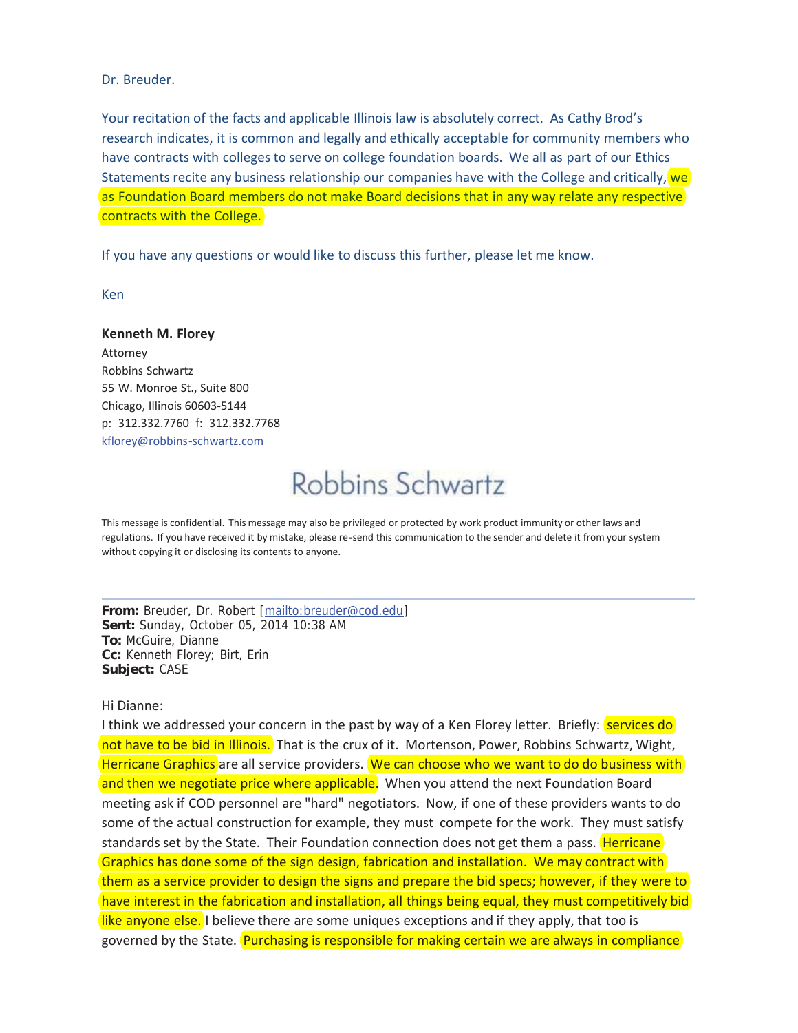Dr. Breuder.

Your recitation of the facts and applicable Illinois law is absolutely correct. As Cathy Brod's research indicates, it is common and legally and ethically acceptable for community members who have contracts with colleges to serve on college foundation boards. We all as part of our Ethics Statements recite any business relationship our companies have with the College and critically, we as Foundation Board members do not make Board decisions that in any way relate any respective contracts with the College.

If you have any questions or would like to discuss this further, please let me know.

Ken

**Kenneth M. Florey**
Attorney
Robbins Schwartz
55 W. Monroe St., Suite 800
Chicago, Illinois 60603-5144
p: 312.332.7760 f: 312.332.7768
kflorey@robbins-schwartz.com

Robbins Schwartz

This message is confidential. This message may also be privileged or protected by work product immunity or other laws and regulations. If you have received it by mistake, please re-send this communication to the sender and delete it from your system without copying it or disclosing its contents to anyone.

---

**From:** Breuder, Dr. Robert [mailto:breuder@cod.edu]
**Sent:** Sunday, October 05, 2014 10:38 AM
**To:** McGuire, Dianne
**Cc:** Kenneth Florey; Birt, Erin
**Subject:** CASE

Hi Dianne:
I think we addressed your concern in the past by way of a Ken Florey letter. Briefly: services do not have to be bid in Illinois. That is the crux of it. Mortenson, Power, Robbins Schwartz, Wight, Herricane Graphics are all service providers. We can choose who we want to do do business with and then we negotiate price where applicable. When you attend the next Foundation Board meeting ask if COD personnel are "hard" negotiators. Now, if one of these providers wants to do some of the actual construction for example, they must compete for the work. They must satisfy standards set by the State. Their Foundation connection does not get them a pass. Herricane Graphics has done some of the sign design, fabrication and installation. We may contract with them as a service provider to design the signs and prepare the bid specs; however, if they were to have interest in the fabrication and installation, all things being equal, they must competitively bid like anyone else. I believe there are some uniques exceptions and if they apply, that too is governed by the State. Purchasing is responsible for making certain we are always in compliance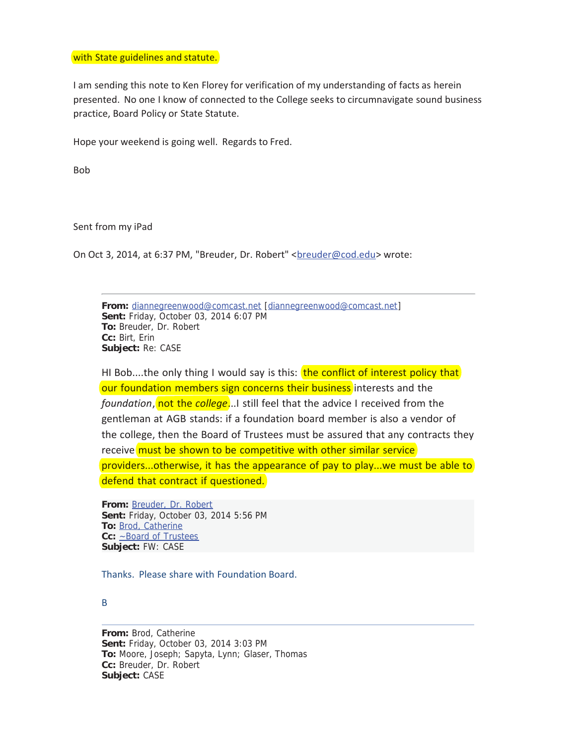with State guidelines and statute.

I am sending this note to Ken Florey for verification of my understanding of facts as herein presented. No one I know of connected to the College seeks to circumnavigate sound business practice, Board Policy or State Statute.

Hope your weekend is going well. Regards to Fred.

Bob

Sent from my iPad

On Oct 3, 2014, at 6:37 PM, "Breuder, Dr. Robert" <breuder@cod.edu> wrote:

---

**From:** diannegreenwood@comcast.net [diannegreenwood@comcast.net]
**Sent:** Friday, October 03, 2014 6:07 PM
**To:** Breuder, Dr. Robert
**Cc:** Birt, Erin
**Subject:** Re: CASE

HI Bob....the only thing I would say is this: the conflict of interest policy that our foundation members sign concerns their business interests and the *foundation*, not the *college*...I still feel that the advice I received from the gentleman at AGB stands: if a foundation board member is also a vendor of the college, then the Board of Trustees must be assured that any contracts they receive must be shown to be competitive with other similar service providers...otherwise, it has the appearance of pay to play...we must be able to defend that contract if questioned.

**From:** Breuder, Dr. Robert
**Sent:** Friday, October 03, 2014 5:56 PM
**To:** Brod, Catherine
**Cc:** ~Board of Trustees
**Subject:** FW: CASE

Thanks. Please share with Foundation Board.

B

---

**From:** Brod, Catherine
**Sent:** Friday, October 03, 2014 3:03 PM
**To:** Moore, Joseph; Sapyta, Lynn; Glaser, Thomas
**Cc:** Breuder, Dr. Robert
**Subject:** CASE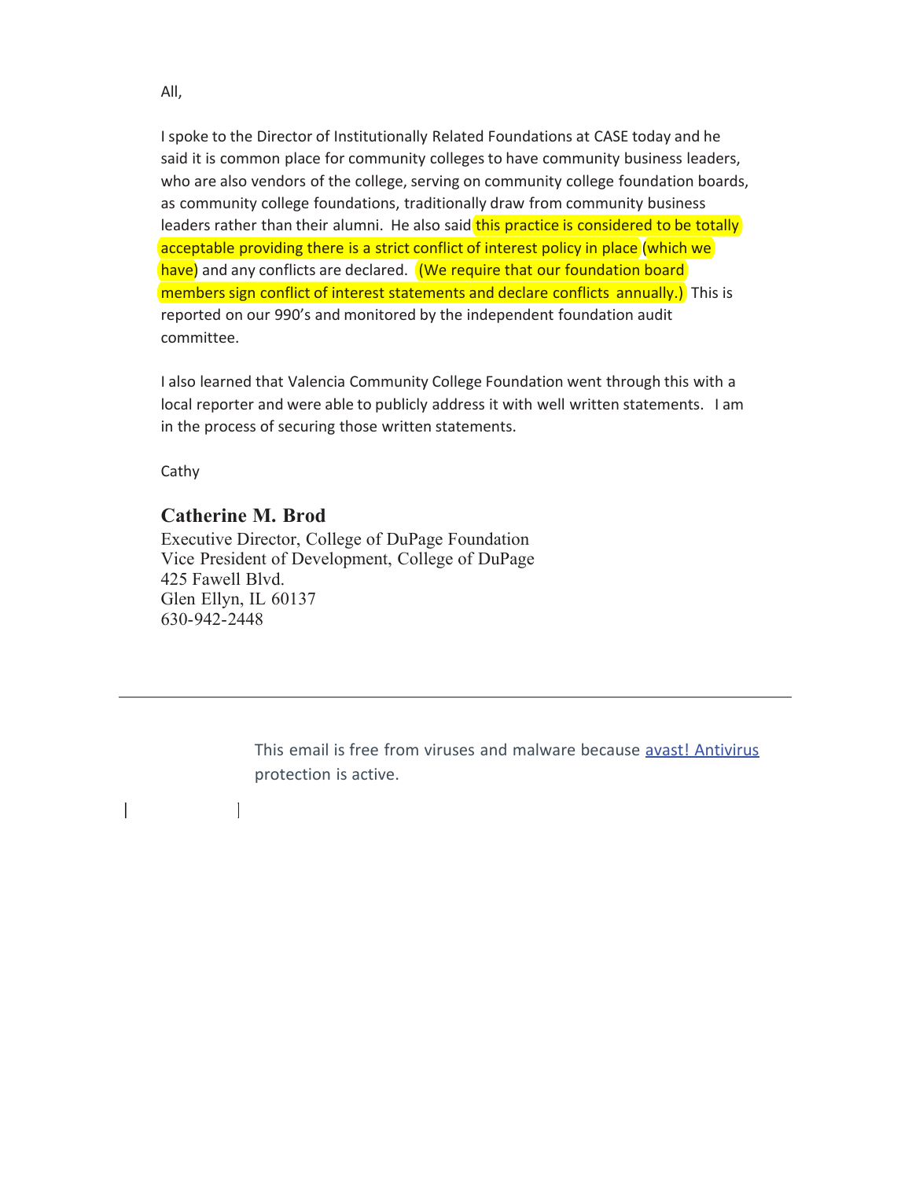All,

I spoke to the Director of Institutionally Related Foundations at CASE today and he said it is common place for community colleges to have community business leaders, who are also vendors of the college, serving on community college foundation boards, as community college foundations, traditionally draw from community business leaders rather than their alumni. He also said this practice is considered to be totally acceptable providing there is a strict conflict of interest policy in place (which we have) and any conflicts are declared. (We require that our foundation board members sign conflict of interest statements and declare conflicts annually.) This is reported on our 990's and monitored by the independent foundation audit committee.

I also learned that Valencia Community College Foundation went through this with a local reporter and were able to publicly address it with well written statements. I am in the process of securing those written statements.

Cathy

**Catherine M. Brod**
Executive Director, College of DuPage Foundation
Vice President of Development, College of DuPage
425 Fawell Blvd.
Glen Ellyn, IL 60137
630-942-2448

---

This email is free from viruses and malware because [avast! Antivirus](avast! Antivirus) protection is active.